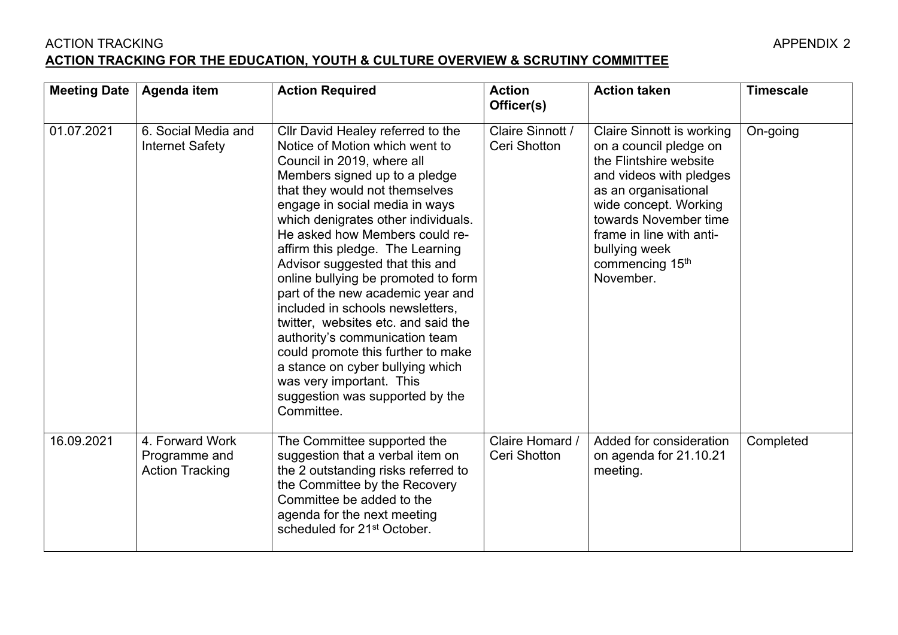ACTION TRACKING APPENDIX 2

**ACTION TRACKING FOR THE EDUCATION, YOUTH & CULTURE OVERVIEW & SCRUTINY COMMITTEE**

| Meeting Date | Agenda item | Action Required | Action Officer(s) | Action taken | Timescale |
|---|---|---|---|---|---|
| 01.07.2021 | 6. Social Media and Internet Safety | Cllr David Healey referred to the Notice of Motion which went to Council in 2019, where all Members signed up to a pledge that they would not themselves engage in social media in ways which denigrates other individuals. He asked how Members could re-affirm this pledge. The Learning Advisor suggested that this and online bullying be promoted to form part of the new academic year and included in schools newsletters, twitter, websites etc. and said the authority's communication team could promote this further to make a stance on cyber bullying which was very important. This suggestion was supported by the Committee. | Claire Sinnott / Ceri Shotton | Claire Sinnott is working on a council pledge on the Flintshire website and videos with pledges as an organisational wide concept. Working towards November time frame in line with anti-bullying week commencing 15th November. | On-going |
| 16.09.2021 | 4. Forward Work Programme and Action Tracking | The Committee supported the suggestion that a verbal item on the 2 outstanding risks referred to the Committee by the Recovery Committee be added to the agenda for the next meeting scheduled for 21st October. | Claire Homard / Ceri Shotton | Added for consideration on agenda for 21.10.21 meeting. | Completed |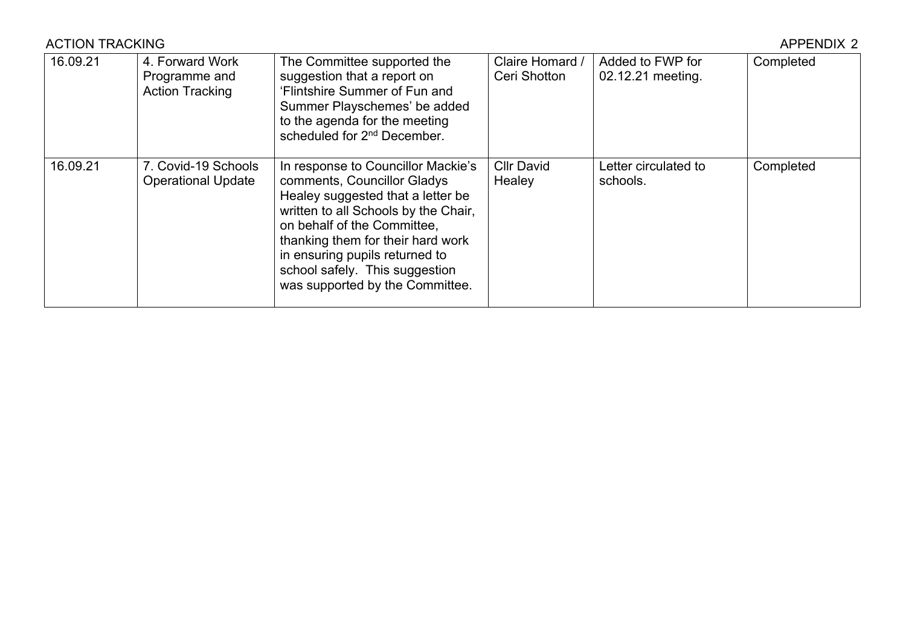ACTION TRACKING

APPENDIX 2

| | | | | | |
|---|---|---|---|---|---|
| 16.09.21 | 4. Forward Work Programme and Action Tracking | The Committee supported the suggestion that a report on 'Flintshire Summer of Fun and Summer Playschemes' be added to the agenda for the meeting scheduled for 2nd December. | Claire Homard / Ceri Shotton | Added to FWP for 02.12.21 meeting. | Completed |
| 16.09.21 | 7. Covid-19 Schools Operational Update | In response to Councillor Mackie's comments, Councillor Gladys Healey suggested that a letter be written to all Schools by the Chair, on behalf of the Committee, thanking them for their hard work in ensuring pupils returned to school safely. This suggestion was supported by the Committee. | Cllr David Healey | Letter circulated to schools. | Completed |